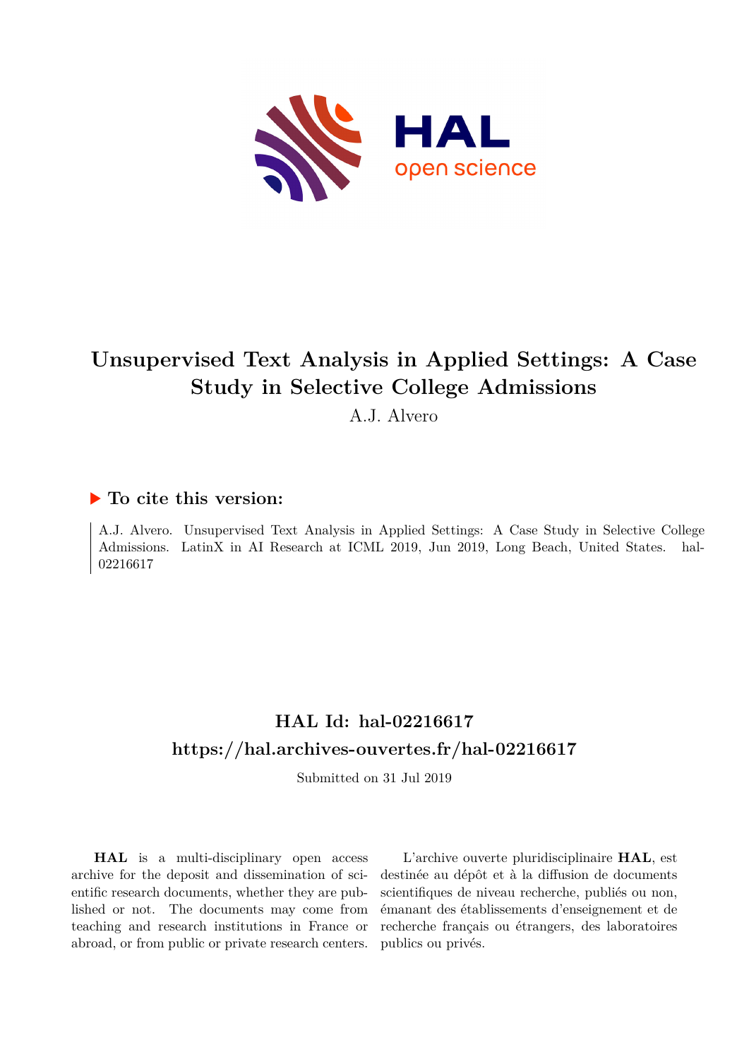# Unsupervised Text Analysis in Applied Settings: A Case Study in Selective College Admissions

A.J. Alvero

## To cite this version:

A.J. Alvero. Unsupervised Text Analysis in Applied Settings: A Case Study in Selective College Admissions. LatinX in AI Research at ICML 2019, Jun 2019, Long Beach, United States. hal-02216617

## HAL Id: hal-02216617

## https://hal.archives-ouvertes.fr/hal-02216617

Submitted on 31 Jul 2019

**HAL** is a multi-disciplinary open access archive for the deposit and dissemination of scientific research documents, whether they are published or not. The documents may come from teaching and research institutions in France or abroad, or from public or private research centers.

L'archive ouverte pluridisciplinaire **HAL**, est destinée au dépôt et à la diffusion de documents scientifiques de niveau recherche, publiés ou non, émanant des établissements d'enseignement et de recherche français ou étrangers, des laboratoires publics ou privés.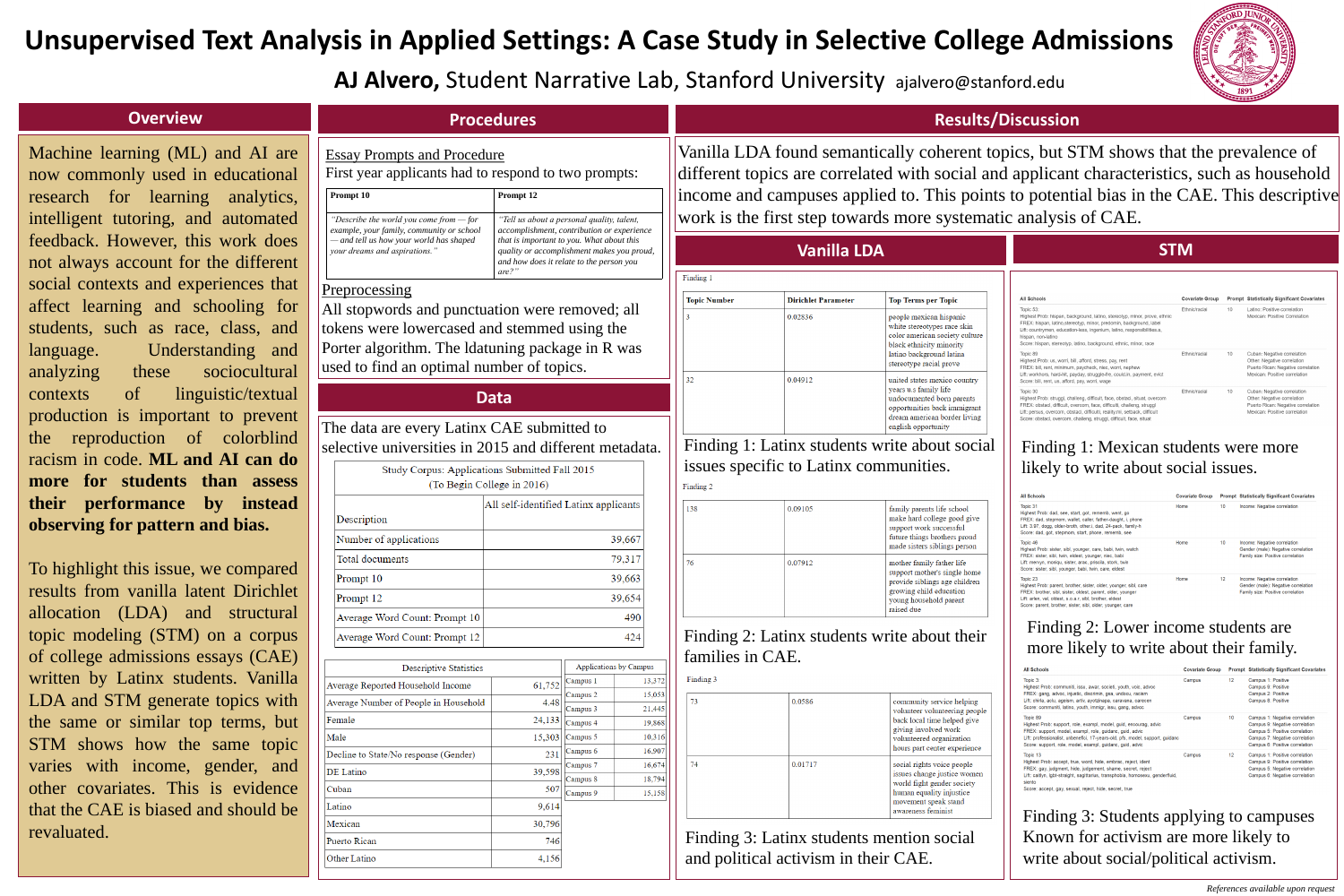# Unsupervised Text Analysis in Applied Settings: A Case Study in Selective College Admissions

**AJ Alvero,** Student Narrative Lab, Stanford University ajalvero@stanford.edu

## Overview

Machine learning (ML) and AI are now commonly used in educational research for learning analytics, intelligent tutoring, and automated feedback. However, this work does not always account for the different social contexts and experiences that affect learning and schooling for students, such as race, class, and language. Understanding and analyzing these sociocultural contexts of linguistic/textual production is important to prevent the reproduction of colorblind racism in code. **ML and AI can do more for students than assess their performance by instead observing for pattern and bias.**

To highlight this issue, we compared results from vanilla latent Dirichlet allocation (LDA) and structural topic modeling (STM) on a corpus of college admissions essays (CAE) written by Latinx students. Vanilla LDA and STM generate topics with the same or similar top terms, but STM shows how the same topic varies with income, gender, and other covariates. This is evidence that the CAE is biased and should be revaluated.

## Procedures

Essay Prompts and Procedure

First year applicants had to respond to two prompts:

| Prompt 10 | Prompt 12 |
|---|---|
| *"Describe the world you come from — for example, your family, community or school — and tell us how your world has shaped your dreams and aspirations."* | *"Tell us about a personal quality, talent, accomplishment, contribution or experience that is important to you. What about this quality or accomplishment makes you proud, and how does it relate to the person you are?"* |

Preprocessing

All stopwords and punctuation were removed; all tokens were lowercased and stemmed using the Porter algorithm. The ldatuning package in R was used to find an optimal number of topics.

## Data

The data are every Latinx CAE submitted to selective universities in 2015 and different metadata.

Study Corpus: Applications Submitted Fall 2015 (To Begin College in 2016)

| Description | All self-identified Latinx applicants |
|---|---|
| Number of applications | 39,667 |
| Total documents | 79,317 |
| Prompt 10 | 39,663 |
| Prompt 12 | 39,654 |
| Average Word Count: Prompt 10 | 490 |
| Average Word Count: Prompt 12 | 424 |

| Descriptive Statistics | |
|---|---|
| Average Reported Household Income | 61,752 |
| Average Number of People in Household | 4.48 |
| Female | 24,133 |
| Male | 15,303 |
| Decline to State/No response (Gender) | 231 |
| DE Latino | 39,598 |
| Cuban | 507 |
| Latino | 9,614 |
| Mexican | 30,796 |
| Puerto Rican | 746 |
| Other Latino | 4,156 |

| Applications by Campus | |
|---|---|
| Campus 1 | 13,372 |
| Campus 2 | 15,053 |
| Campus 3 | 21,445 |
| Campus 4 | 19,868 |
| Campus 5 | 10,316 |
| Campus 6 | 16,907 |
| Campus 7 | 16,674 |
| Campus 8 | 18,794 |
| Campus 9 | 15,158 |

## Results/Discussion

Vanilla LDA found semantically coherent topics, but STM shows that the prevalence of different topics are correlated with social and applicant characteristics, such as household income and campuses applied to. This points to potential bias in the CAE. This descriptive work is the first step towards more systematic analysis of CAE.

### Vanilla LDA

Finding 1

| Topic Number | Dirichlet Parameter | Top Terms per Topic |
|---|---|---|
| 3 | 0.02836 | people mexican hispanic white stereotypes race skin color american society culture black ethnicity minority latino background latina stereotype racial prove |
| 32 | 0.04912 | united states mexico country years u.s family life undocumented born parents opportunities back immigrant dream american border living english opportunity |

Finding 1: Latinx students write about social issues specific to Latinx communities.

Finding 2

| | | |
|---|---|---|
| 138 | 0.09105 | family parents life school make hard college good give support work successful future things brothers proud made sisters siblings person |
| 76 | 0.07912 | mother family father life support mother's single home provide siblings age children growing child education young household parent raised due |

Finding 2: Latinx students write about their families in CAE.

Finding 3

| | | |
|---|---|---|
| 73 | 0.0586 | community service helping volunteer volunteering people back local time helped give giving involved work volunteered organization hours part center experience |
| 74 | 0.01717 | social rights voice people issues change justice women world fight gender society human equality injustice movement speak stand awareness feminist |

Finding 3: Latinx students mention social and political activism in their CAE.

### STM

| All Schools | Covariate Group | Prompt | Statistically Significant Covariates |
|---|---|---|---|
| Topic 53: Highest Prob: hispan, background, latino, stereotyp, minor, prove, ethnic; FREX: hispan, latino, stereotyp, minor, predomin, background, label; Lift: countrymen, education-less, ingenium, latina, responsibilities, hispan, non-latino; Score: hispan, stereotyp, latino, background, ethnic, minor, race | Ethnic/racial | 10 | Latino: Positive correlation; Mexican: Positive Correlation |
| Topic 89: Highest Prob: us, worri, bill, afford, stress, pay, rent; FREX: bill, rent, minimum, paycheck, niec, worri, nephew; Lift: workhors, hardshi, payday, struggle-fre, couldn, payment, evict; Score: bill, rent, us, afford, pay, worri, wage | Ethnic/racial | 10 | Cuban: Negative correlation; Other: Negative correlation; Puerto Rican: Negative correlation; Mexican: Positive correlation |
| Topic 90: Highest Prob: struggl, challeng, difficult, face, obstacl, situat, overcom; FREX: obstacl, difficult, overcom, face, difficult, challeng, struggl; Lift: persus, overcom, obstacl, difficult, reality, setback, difficult; Score: obstacl, overcom, challeng, struggl, difficult, face, situat | Ethnic/racial | 10 | Cuban: Negative correlation; Other: Negative correlation; Puerto Rican: Negative correlation; Mexican: Positive correlation |

Finding 1: Mexican students were more likely to write about social issues.

| All Schools | Covariate Group | Prompt | Statistically Significant Covariates |
|---|---|---|---|
| Topic 31: Highest Prob: dad, see, start, got, rememb, went, go; FREX: dad, stepmom, wallet, caller, father-daught, i, phone; Lift: 3:97, dogg, older-broth, ohm, dad, 24-pack, family-h; Score: dad, got, stepmom, start, phone, rememb, see | Home | 10 | Income: Negative correlation |
| Topic 46: Highest Prob: sister, sibl, younger, care, babi, twin, watch; FREX: sister, sibl, twin, eldest, younger, niec, babi; Lift: menyn, moniqu, sister, anai, priscila, stork, twin; Score: sister, sibl, twin, younger, babi, twin, care, eldest | Home | 10 | Income: Negative correlation; Gender (male): Negative correlation; Family size: Positive correlation |
| Topic 23: Highest Prob: parent, brother, sister, older, younger, sibl, care; FREX: brother, sibl, sister, oldest, parent, older, younger; Lift: aries, val, oldest, s.o.a.r, sibl, brother, eldest; Score: parent, brother, sister, sibl, older, younger, care | Home | 12 | Income: Negative correlation; Gender (male): Negative correlation; Family size: Positive correlation |

Finding 2: Lower income students are more likely to write about their family.

| All Schools | Covariate Group | Prompt | Statistically Significant Covariates |
|---|---|---|---|
| Topic 3: Highest Prob: communiti, issu, awar, societi, youth, voic, advoc; FREX: gang, advoc, injustic, discrimin, gea, undocu, racism; Lift: chirla, actu, ageism, artiv, avid/shape, caravana, carecen; Score: communiti, latino, youth, immigr, issu, gang, advoc | Campus | 12 | Campus 1: Positive; Campus 9: Positive; Campus 2: Positive; Campus 8: Positive |
| Topic 89: Highest Prob: support, role, exampl, model, guid, encourag, advic; FREX: support, model, exampl, role, guidanc, guid, advic; Lift: professionalz, unbenefici, 17-years-old, pfs, model, support, guidanc; Score: support, role, model, exampl, guidanc, guid, advic | Campus | 10 | Campus 1: Negative correlation; Campus 9: Negative correlation; Campus 5: Positive correlation; Campus 7: Negative correlation; Campus 6: Positive correlation |
| Topic 13: Highest Prob: accept, true, word, hide, embrac, reject, ident; FREX: gay, judgment, hide, judgement, shame, secret, reject; Lift: caitlyn, lgbt-straight, sagittarius, transphobia, homosexu, genderfluid, siento; Score: accept, gay, sexual, reject, hide, secret, true | Campus | 12 | Campus 1: Negative correlation; Campus 9: Positive correlation; Campus 8: Negative correlation; Campus 6: Negative correlation |

Finding 3: Students applying to campuses Known for activism are more likely to write about social/political activism.

*References available upon request*